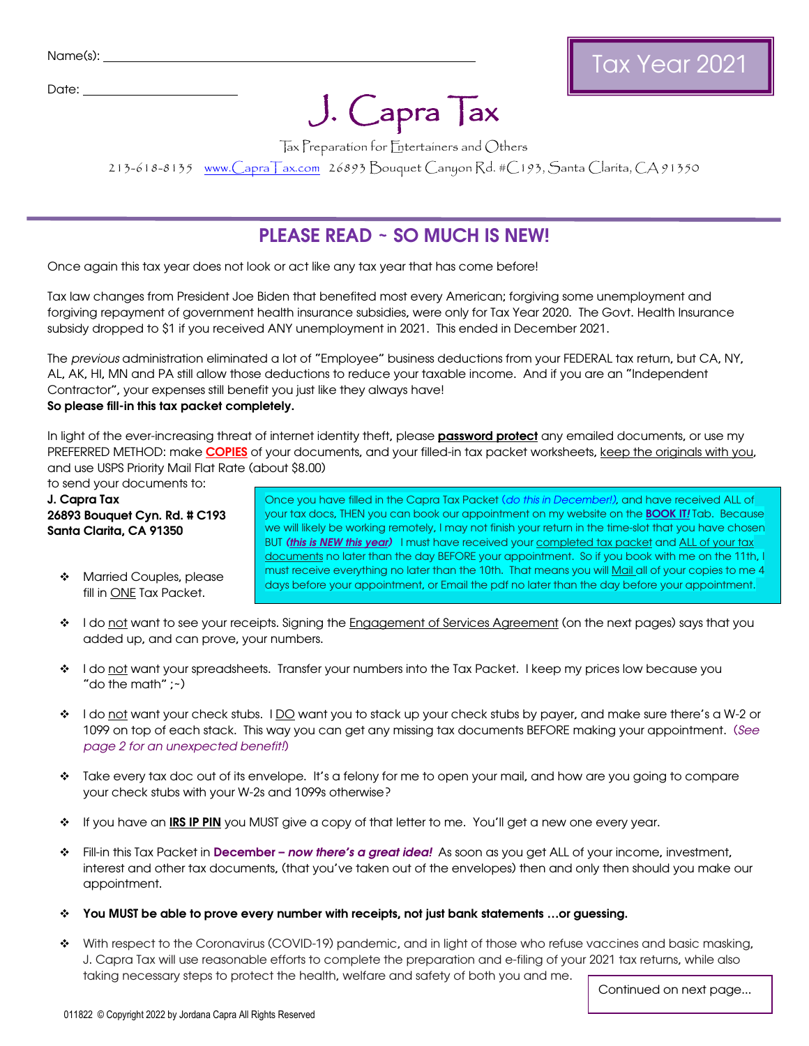Name(s): ______________________________________________

Date: ____________________

Tax Year 2021

# J. Capra Tax

Tax Preparation for Entertainers and Others

213-618-8135 www.CapraTax.com 26893 Bouquet Canyon Rd. #C193, Santa Clarita, CA 91350

## PLEASE READ ~ SO MUCH IS NEW!

Once again this tax year does not look or act like any tax year that has come before!

Tax law changes from President Joe Biden that benefited most every American; forgiving some unemployment and forgiving repayment of government health insurance subsidies, were only for Tax Year 2020. The Govt. Health Insurance subsidy dropped to $1 if you received ANY unemployment in 2021. This ended in December 2021.

The *previous* administration eliminated a lot of "Employee" business deductions from your FEDERAL tax return, but CA, NY, AL, AK, HI, MN and PA still allow those deductions to reduce your taxable income. And if you are an "Independent Contractor", your expenses still benefit you just like they always have!
**So please fill-in this tax packet completely.**

In light of the ever-increasing threat of internet identity theft, please **password protect** any emailed documents, or use my PREFERRED METHOD: make **COPIES** of your documents, and your filled-in tax packet worksheets, keep the originals with you, and use USPS Priority Mail Flat Rate (about $8.00) to send your documents to:

**J. Capra Tax**
**26893 Bouquet Cyn. Rd. # C193**
**Santa Clarita, CA 91350**

Once you have filled in the Capra Tax Packet (*do this in December!)*, and have received ALL of your tax docs, THEN you can book our appointment on my website on the ***BOOK IT!*** Tab. Because we will likely be working remotely, I may not finish your return in the time-slot that you have chosen BUT ***(this is NEW this year)*** I must have received your completed tax packet and ALL of your tax documents no later than the day BEFORE your appointment. So if you book with me on the 11th, I must receive everything no later than the 10th. That means you will Mail all of your copies to me 4 days before your appointment, or Email the pdf no later than the day before your appointment.

- Married Couples, please fill in ONE Tax Packet.
- I do not want to see your receipts. Signing the Engagement of Services Agreement (on the next pages) says that you added up, and can prove, your numbers.
- I do not want your spreadsheets. Transfer your numbers into the Tax Packet. I keep my prices low because you "do the math" ;~)
- I do not want your check stubs. I DO want you to stack up your check stubs by payer, and make sure there's a W-2 or 1099 on top of each stack. This way you can get any missing tax documents BEFORE making your appointment. (*See page 2 for an unexpected benefit!*)
- Take every tax doc out of its envelope. It's a felony for me to open your mail, and how are you going to compare your check stubs with your W-2s and 1099s otherwise?
- If you have an **IRS IP PIN** you MUST give a copy of that letter to me. You'll get a new one every year.
- Fill-in this Tax Packet in **December – *now there's a great idea!*** As soon as you get ALL of your income, investment, interest and other tax documents, (that you've taken out of the envelopes) then and only then should you make our appointment.
- **You MUST be able to prove every number with receipts, not just bank statements …or guessing.**
- With respect to the Coronavirus (COVID-19) pandemic, and in light of those who refuse vaccines and basic masking, J. Capra Tax will use reasonable efforts to complete the preparation and e-filing of your 2021 tax returns, while also taking necessary steps to protect the health, welfare and safety of both you and me.

Continued on next page…

011822 © Copyright 2022 by Jordana Capra All Rights Reserved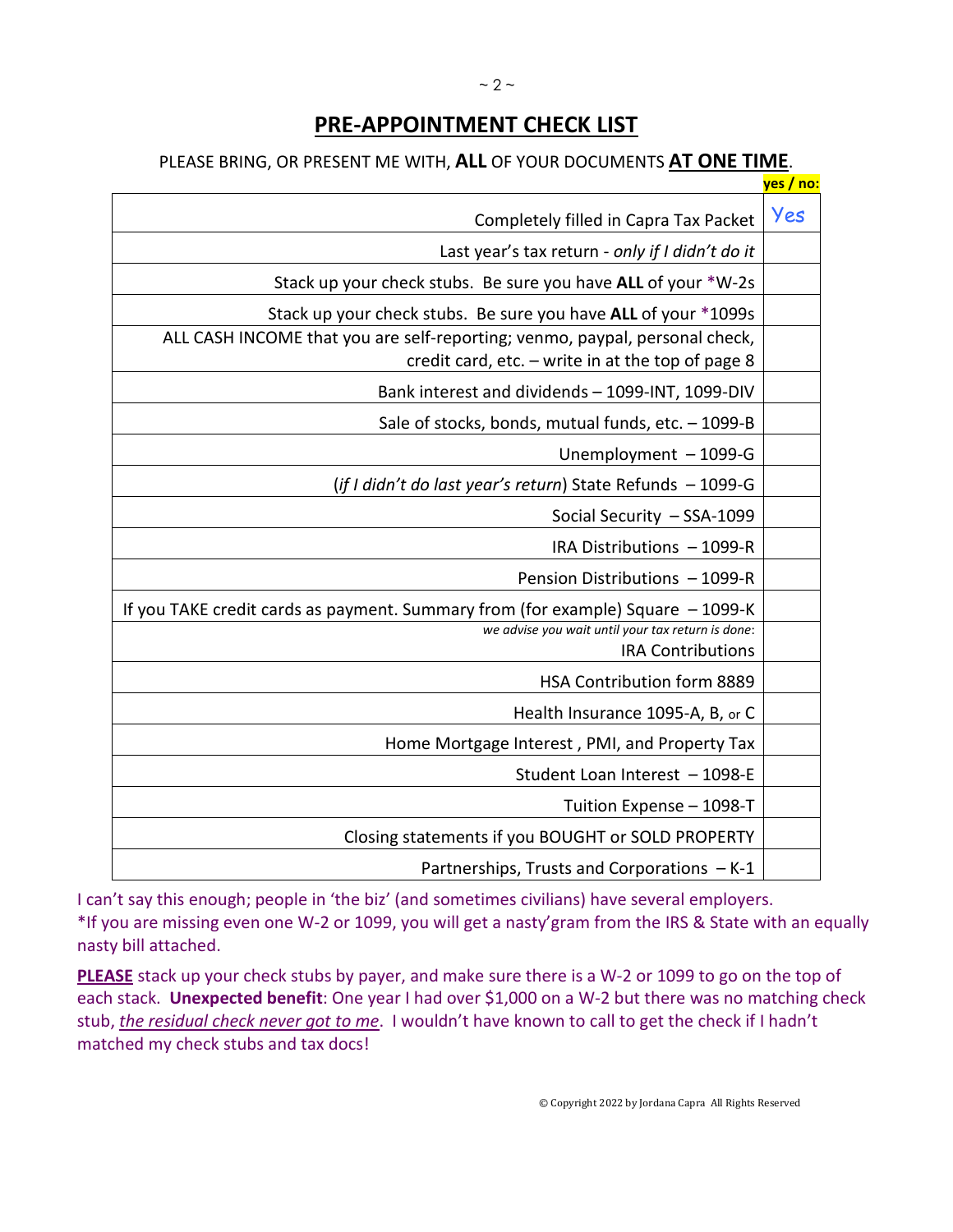# PRE-APPOINTMENT CHECK LIST

PLEASE BRING, OR PRESENT ME WITH, **ALL** OF YOUR DOCUMENTS **AT ONE TIME**.

| | yes / no: |
|---|---|
| Completely filled in Capra Tax Packet | Yes |
| Last year's tax return - *only if I didn't do it* | |
| Stack up your check stubs. Be sure you have **ALL** of your *W-2s | |
| Stack up your check stubs. Be sure you have **ALL** of your *1099s | |
| ALL CASH INCOME that you are self-reporting; venmo, paypal, personal check, credit card, etc. – write in at the top of page 8 | |
| Bank interest and dividends – 1099-INT, 1099-DIV | |
| Sale of stocks, bonds, mutual funds, etc. – 1099-B | |
| Unemployment – 1099-G | |
| (*if I didn't do last year's return*) State Refunds – 1099-G | |
| Social Security – SSA-1099 | |
| IRA Distributions – 1099-R | |
| Pension Distributions – 1099-R | |
| If you TAKE credit cards as payment. Summary from (for example) Square – 1099-K | |
| *we advise you wait until your tax return is done*: IRA Contributions | |
| HSA Contribution form 8889 | |
| Health Insurance 1095-A, B, or C | |
| Home Mortgage Interest , PMI, and Property Tax | |
| Student Loan Interest – 1098-E | |
| Tuition Expense – 1098-T | |
| Closing statements if you BOUGHT or SOLD PROPERTY | |
| Partnerships, Trusts and Corporations – K-1 | |

I can't say this enough; people in 'the biz' (and sometimes civilians) have several employers.
*If you are missing even one W-2 or 1099, you will get a nasty'gram from the IRS & State with an equally nasty bill attached.

**PLEASE** stack up your check stubs by payer, and make sure there is a W-2 or 1099 to go on the top of each stack. **Unexpected benefit**: One year I had over $1,000 on a W-2 but there was no matching check stub, *the residual check never got to me*. I wouldn't have known to call to get the check if I hadn't matched my check stubs and tax docs!

© Copyright 2022 by Jordana Capra All Rights Reserved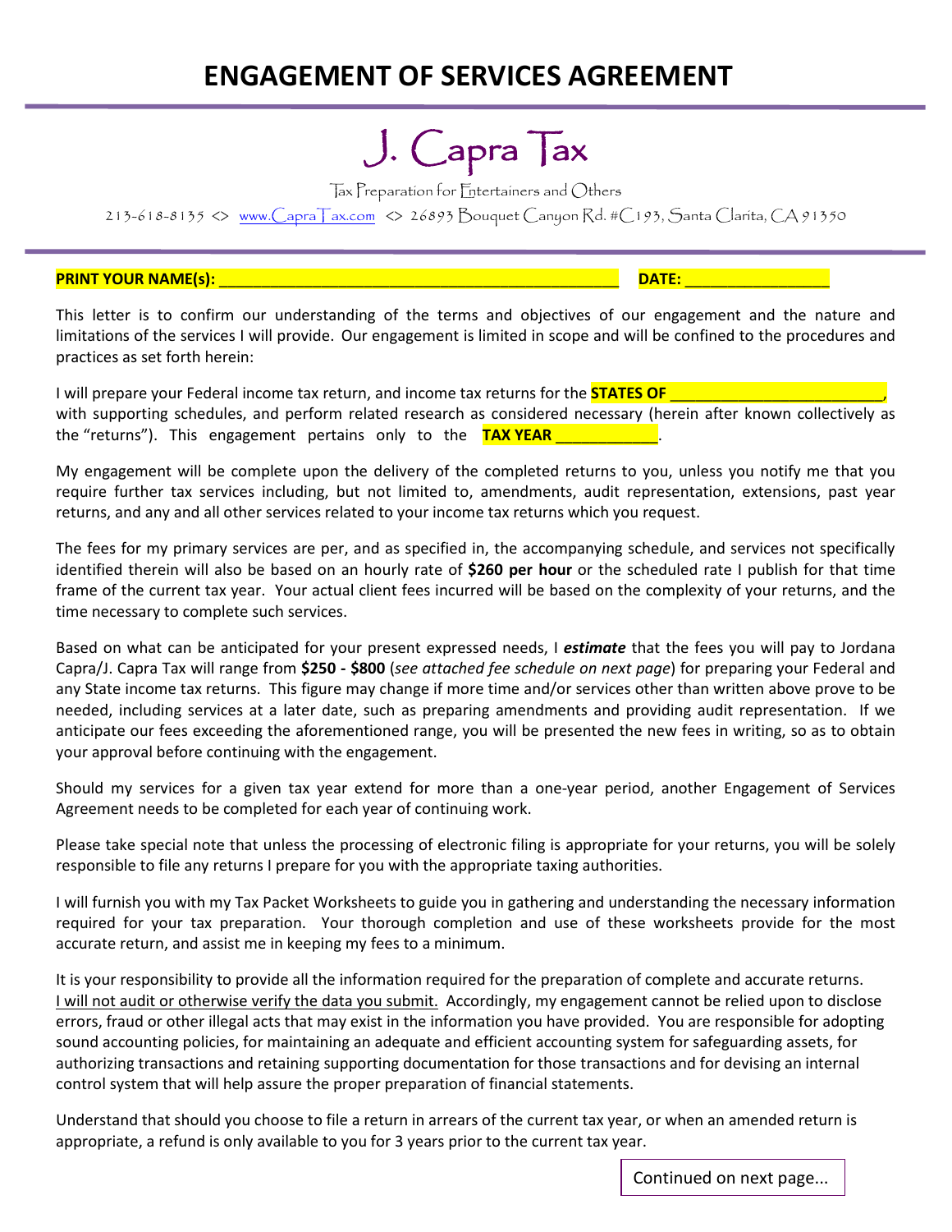# ENGAGEMENT OF SERVICES AGREEMENT

J. Capra Tax

Tax Preparation for Entertainers and Others

213-618-8135 <> www.CapraTax.com <> 26893 Bouquet Canyon Rd. #C193, Santa Clarita, CA 91350

**PRINT YOUR NAME(s): ______________________________________________** **DATE: ________________**

This letter is to confirm our understanding of the terms and objectives of our engagement and the nature and limitations of the services I will provide. Our engagement is limited in scope and will be confined to the procedures and practices as set forth herein:

I will prepare your Federal income tax return, and income tax returns for the **STATES OF ________________________**, with supporting schedules, and perform related research as considered necessary (herein after known collectively as the "returns"). This engagement pertains only to the **TAX YEAR ___________**.

My engagement will be complete upon the delivery of the completed returns to you, unless you notify me that you require further tax services including, but not limited to, amendments, audit representation, extensions, past year returns, and any and all other services related to your income tax returns which you request.

The fees for my primary services are per, and as specified in, the accompanying schedule, and services not specifically identified therein will also be based on an hourly rate of **$260 per hour** or the scheduled rate I publish for that time frame of the current tax year. Your actual client fees incurred will be based on the complexity of your returns, and the time necessary to complete such services.

Based on what can be anticipated for your present expressed needs, I ***estimate*** that the fees you will pay to Jordana Capra/J. Capra Tax will range from **$250 - $800** (*see attached fee schedule on next page*) for preparing your Federal and any State income tax returns. This figure may change if more time and/or services other than written above prove to be needed, including services at a later date, such as preparing amendments and providing audit representation. If we anticipate our fees exceeding the aforementioned range, you will be presented the new fees in writing, so as to obtain your approval before continuing with the engagement.

Should my services for a given tax year extend for more than a one-year period, another Engagement of Services Agreement needs to be completed for each year of continuing work.

Please take special note that unless the processing of electronic filing is appropriate for your returns, you will be solely responsible to file any returns I prepare for you with the appropriate taxing authorities.

I will furnish you with my Tax Packet Worksheets to guide you in gathering and understanding the necessary information required for your tax preparation. Your thorough completion and use of these worksheets provide for the most accurate return, and assist me in keeping my fees to a minimum.

It is your responsibility to provide all the information required for the preparation of complete and accurate returns. <u>I will not audit or otherwise verify the data you submit.</u> Accordingly, my engagement cannot be relied upon to disclose errors, fraud or other illegal acts that may exist in the information you have provided. You are responsible for adopting sound accounting policies, for maintaining an adequate and efficient accounting system for safeguarding assets, for authorizing transactions and retaining supporting documentation for those transactions and for devising an internal control system that will help assure the proper preparation of financial statements.

Understand that should you choose to file a return in arrears of the current tax year, or when an amended return is appropriate, a refund is only available to you for 3 years prior to the current tax year.

Continued on next page...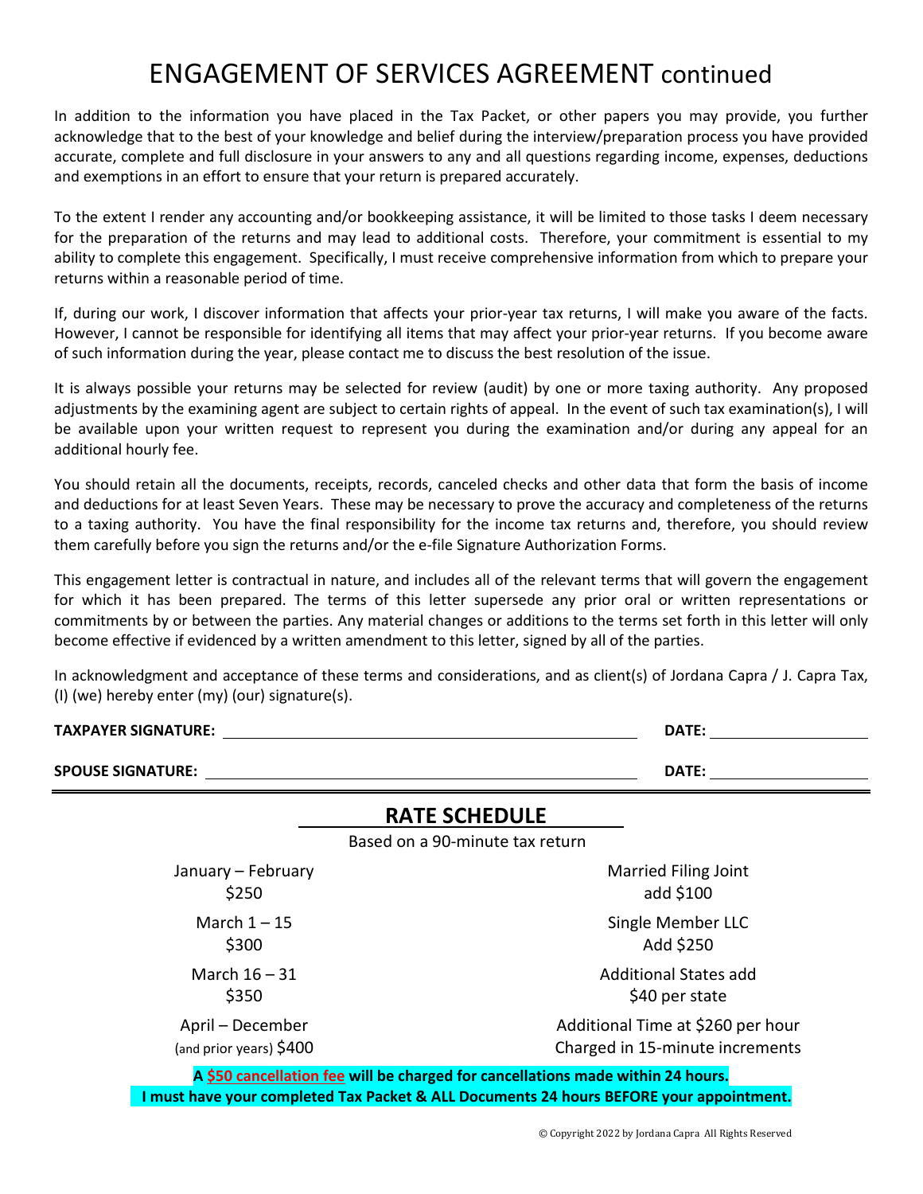# ENGAGEMENT OF SERVICES AGREEMENT continued

In addition to the information you have placed in the Tax Packet, or other papers you may provide, you further acknowledge that to the best of your knowledge and belief during the interview/preparation process you have provided accurate, complete and full disclosure in your answers to any and all questions regarding income, expenses, deductions and exemptions in an effort to ensure that your return is prepared accurately.

To the extent I render any accounting and/or bookkeeping assistance, it will be limited to those tasks I deem necessary for the preparation of the returns and may lead to additional costs. Therefore, your commitment is essential to my ability to complete this engagement. Specifically, I must receive comprehensive information from which to prepare your returns within a reasonable period of time.

If, during our work, I discover information that affects your prior-year tax returns, I will make you aware of the facts. However, I cannot be responsible for identifying all items that may affect your prior-year returns. If you become aware of such information during the year, please contact me to discuss the best resolution of the issue.

It is always possible your returns may be selected for review (audit) by one or more taxing authority. Any proposed adjustments by the examining agent are subject to certain rights of appeal. In the event of such tax examination(s), I will be available upon your written request to represent you during the examination and/or during any appeal for an additional hourly fee.

You should retain all the documents, receipts, records, canceled checks and other data that form the basis of income and deductions for at least Seven Years. These may be necessary to prove the accuracy and completeness of the returns to a taxing authority. You have the final responsibility for the income tax returns and, therefore, you should review them carefully before you sign the returns and/or the e-file Signature Authorization Forms.

This engagement letter is contractual in nature, and includes all of the relevant terms that will govern the engagement for which it has been prepared. The terms of this letter supersede any prior oral or written representations or commitments by or between the parties. Any material changes or additions to the terms set forth in this letter will only become effective if evidenced by a written amendment to this letter, signed by all of the parties.

In acknowledgment and acceptance of these terms and considerations, and as client(s) of Jordana Capra / J. Capra Tax, (I) (we) hereby enter (my) (our) signature(s).

**TAXPAYER SIGNATURE:** ______________________________ **DATE:** ____________

**SPOUSE SIGNATURE:** ______________________________ **DATE:** ____________

## RATE SCHEDULE

Based on a 90-minute tax return

| | |
|---|---|
| January – February<br>$250 | Married Filing Joint<br>add $100 |
| March 1 – 15<br>$300 | Single Member LLC<br>Add $250 |
| March 16 – 31<br>$350 | Additional States add<br>$40 per state |
| April – December<br>(and prior years) $400 | Additional Time at $260 per hour<br>Charged in 15-minute increments |

**A $50 cancellation fee will be charged for cancellations made within 24 hours.**

**I must have your completed Tax Packet & ALL Documents 24 hours BEFORE your appointment.**

© Copyright 2022 by Jordana Capra All Rights Reserved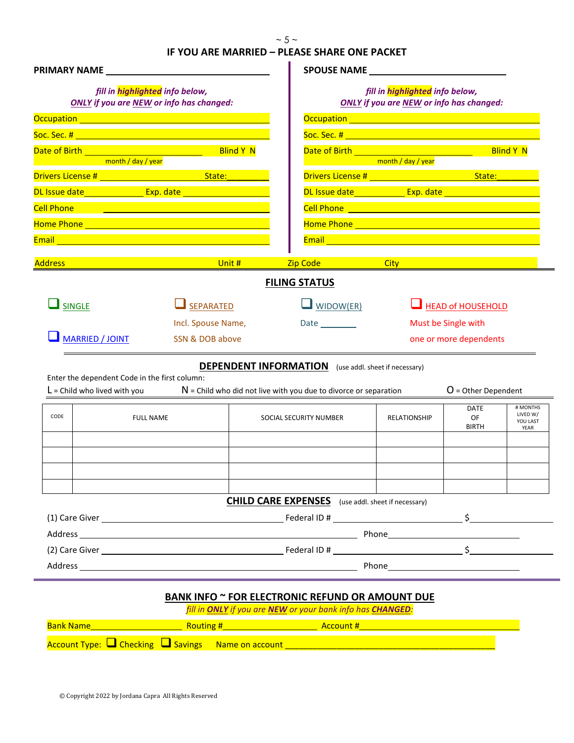## IF YOU ARE MARRIED – PLEASE SHARE ONE PACKET

**PRIMARY NAME** ______________________________

*fill in **highlighted** info below,*
***ONLY** if you are **NEW** or info has changed:*

Occupation ______________________________

Soc. Sec. # ______________________________

Date of Birth ______________________ Blind Y N
month / day / year

Drivers License # ______________________ State: ________

DL Issue date ____________ Exp. date ______________

Cell Phone ______________________________

Home Phone ______________________________

Email ______________________________

**SPOUSE NAME** ______________________________

*fill in **highlighted** info below,*
***ONLY** if you are **NEW** or info has changed:*

Occupation ______________________________

Soc. Sec. # ______________________________

Date of Birth ______________________ Blind Y N
month / day / year

Drivers License # ______________________ State: ________

DL Issue date ____________ Exp. date ______________

Cell Phone ______________________________

Home Phone ______________________________

Email ______________________________

Address ______________________ Unit # ________ Zip Code ____________ City ______________________

## FILING STATUS

❑ SINGLE

❑ MARRIED / JOINT

❑ SEPARATED
Incl. Spouse Name, SSN & DOB above

❑ WIDOW(ER)
Date ________

❑ HEAD of HOUSEHOLD
Must be Single with one or more dependents

## DEPENDENT INFORMATION (use addl. sheet if necessary)

Enter the dependent Code in the first column:

L = Child who lived with you    N = Child who did not live with you due to divorce or separation    O = Other Dependent

| CODE | FULL NAME | SOCIAL SECURITY NUMBER | RELATIONSHIP | DATE OF BIRTH | # MONTHS LIVED W/ YOU LAST YEAR |
|---|---|---|---|---|---|
| | | | | | |
| | | | | | |
| | | | | | |
| | | | | | |

## CHILD CARE EXPENSES (use addl. sheet if necessary)

(1) Care Giver ______________________________ Federal ID # ______________________ $____________

Address ______________________________________________ Phone ______________________

(2) Care Giver ______________________________ Federal ID # ______________________ $____________

Address ______________________________________________ Phone ______________________

## BANK INFO ~ FOR ELECTRONIC REFUND OR AMOUNT DUE

*fill in **ONLY** if you are **NEW** or your bank info has **CHANGED**:*

Bank Name ________________ Routing # ________________ Account # ______________________

Account Type: ❑ Checking ❑ Savings    Name on account ______________________________

© Copyright 2022 by Jordana Capra All Rights Reserved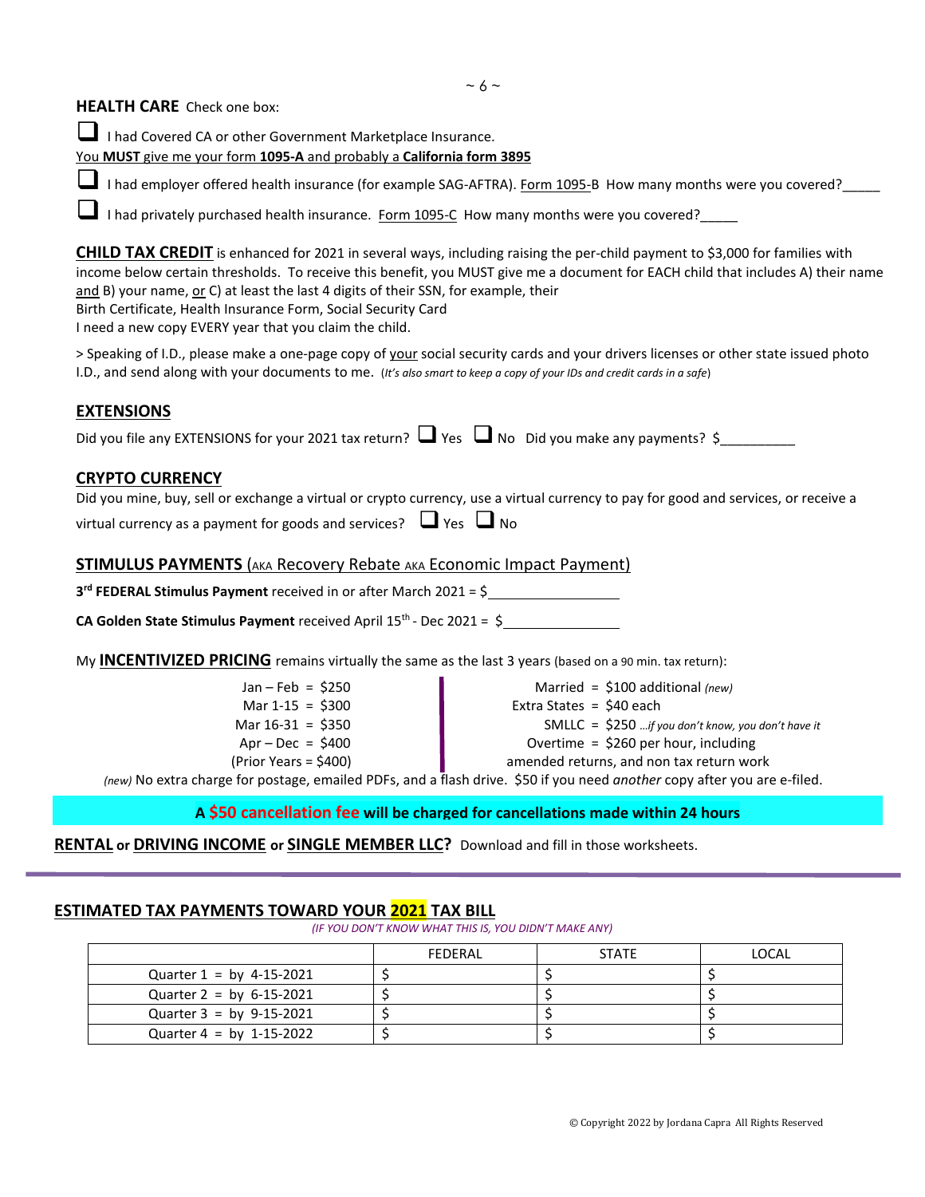## HEALTH CARE Check one box:

☐ I had Covered CA or other Government Marketplace Insurance.
You **MUST** give me your form **1095-A** and probably a **California form 3895**

☐ I had employer offered health insurance (for example SAG-AFTRA). Form 1095-B How many months were you covered?_____

☐ I had privately purchased health insurance. Form 1095-C How many months were you covered?_____

**CHILD TAX CREDIT** is enhanced for 2021 in several ways, including raising the per-child payment to $3,000 for families with income below certain thresholds. To receive this benefit, you MUST give me a document for EACH child that includes A) their name and B) your name, or C) at least the last 4 digits of their SSN, for example, their
Birth Certificate, Health Insurance Form, Social Security Card
I need a new copy EVERY year that you claim the child.

> Speaking of I.D., please make a one-page copy of your social security cards and your drivers licenses or other state issued photo I.D., and send along with your documents to me. *(It's also smart to keep a copy of your IDs and credit cards in a safe)*

## EXTENSIONS

Did you file any EXTENSIONS for your 2021 tax return? ☐ Yes ☐ No Did you make any payments? $__________

## CRYPTO CURRENCY

Did you mine, buy, sell or exchange a virtual or crypto currency, use a virtual currency to pay for good and services, or receive a virtual currency as a payment for goods and services? ☐ Yes ☐ No

## STIMULUS PAYMENTS (AKA Recovery Rebate AKA Economic Impact Payment)

**3rd FEDERAL Stimulus Payment** received in or after March 2021 = $________________

**CA Golden State Stimulus Payment** received April 15th - Dec 2021 = $________________

My **INCENTIVIZED PRICING** remains virtually the same as the last 3 years (based on a 90 min. tax return):

| | |
|---|---|
| Jan – Feb = $250 | Married = $100 additional *(new)* |
| Mar 1-15 = $300 | Extra States = $40 each |
| Mar 16-31 = $350 | SMLLC = $250 *…if you don't know, you don't have it* |
| Apr – Dec = $400 | Overtime = $260 per hour, including |
| (Prior Years = $400) | amended returns, and non tax return work |

*(new)* No extra charge for postage, emailed PDFs, and a flash drive. $50 if you need *another* copy after you are e-filed.

**A $50 cancellation fee will be charged for cancellations made within 24 hours**

**RENTAL or DRIVING INCOME or SINGLE MEMBER LLC?** Download and fill in those worksheets.

---

## ESTIMATED TAX PAYMENTS TOWARD YOUR 2021 TAX BILL

*(IF YOU DON'T KNOW WHAT THIS IS, YOU DIDN'T MAKE ANY)*

| | FEDERAL | STATE | LOCAL |
|---|---|---|---|
| Quarter 1 = by 4-15-2021 | $ | $ | $ |
| Quarter 2 = by 6-15-2021 | $ | $ | $ |
| Quarter 3 = by 9-15-2021 | $ | $ | $ |
| Quarter 4 = by 1-15-2022 | $ | $ | $ |

© Copyright 2022 by Jordana Capra All Rights Reserved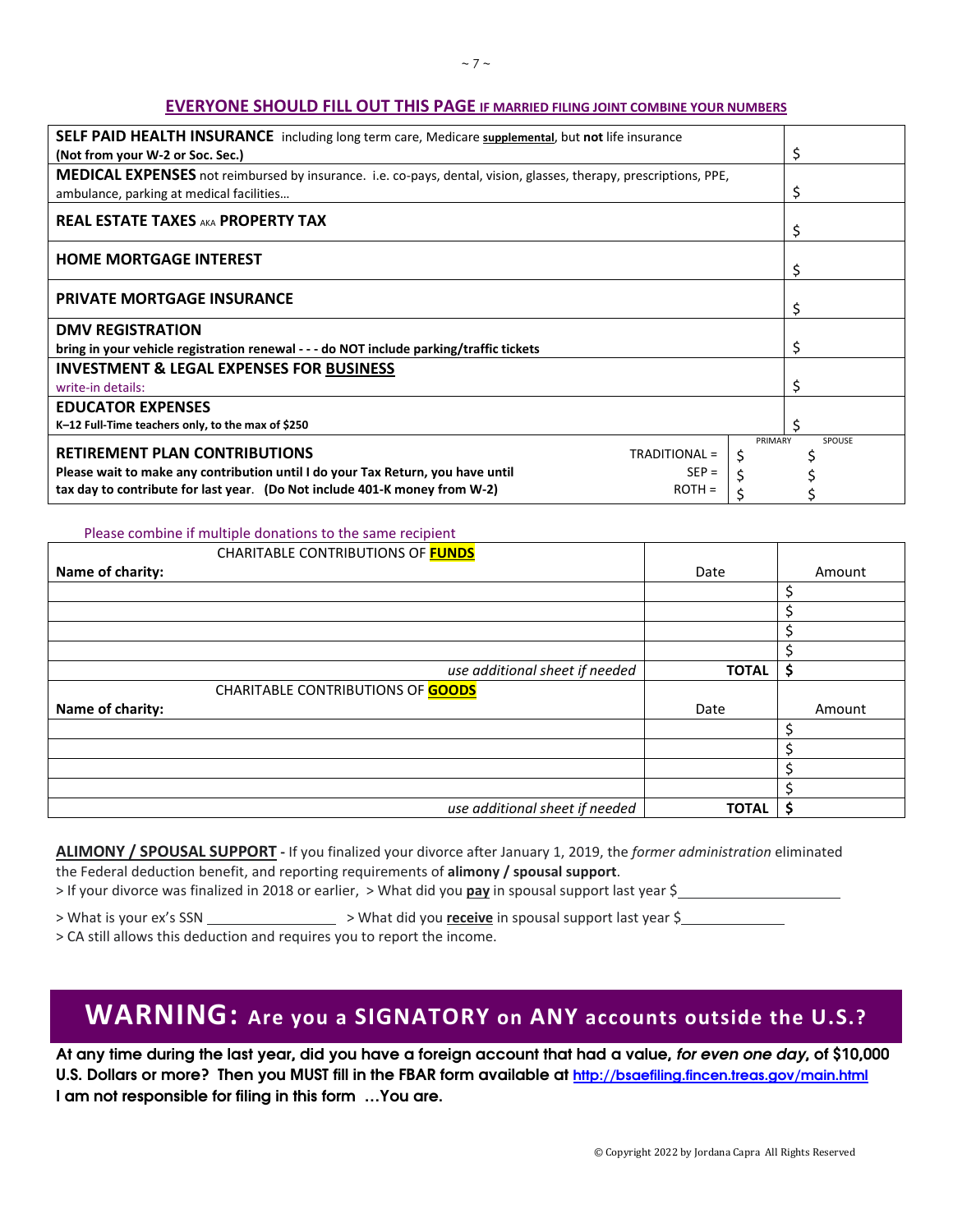## EVERYONE SHOULD FILL OUT THIS PAGE IF MARRIED FILING JOINT COMBINE YOUR NUMBERS

| | | |
|---|---|---|
| **SELF PAID HEALTH INSURANCE** including long term care, Medicare **supplemental**, but **not** life insurance **(Not from your W-2 or Soc. Sec.)** | | $ |
| **MEDICAL EXPENSES** not reimbursed by insurance. i.e. co-pays, dental, vision, glasses, therapy, prescriptions, PPE, ambulance, parking at medical facilities… | | $ |
| **REAL ESTATE TAXES** AKA **PROPERTY TAX** | | $ |
| **HOME MORTGAGE INTEREST** | | $ |
| **PRIVATE MORTGAGE INSURANCE** | | $ |
| **DMV REGISTRATION** **bring in your vehicle registration renewal - - - do NOT include parking/traffic tickets** | | $ |
| **INVESTMENT & LEGAL EXPENSES FOR BUSINESS** write-in details: | | $ |
| **EDUCATOR EXPENSES** **K–12 Full-Time teachers only, to the max of $250** | | $ |
| **RETIREMENT PLAN CONTRIBUTIONS** | PRIMARY | SPOUSE |
| **Please wait to make any contribution until I do your Tax Return, you have until tax day to contribute for last year. (Do Not include 401-K money from W-2)** TRADITIONAL = | $ | $ |
| SEP = | $ | $ |
| ROTH = | $ | $ |

Please combine if multiple donations to the same recipient

| CHARITABLE CONTRIBUTIONS OF **FUNDS** Name of charity: | Date | Amount |
|---|---|---|
| | | $ |
| | | $ |
| | | $ |
| | | $ |
| *use additional sheet if needed* | **TOTAL** | **$** |

| CHARITABLE CONTRIBUTIONS OF **GOODS** Name of charity: | Date | Amount |
|---|---|---|
| | | $ |
| | | $ |
| | | $ |
| | | $ |
| *use additional sheet if needed* | **TOTAL** | **$** |

**ALIMONY / SPOUSAL SUPPORT -** If you finalized your divorce after January 1, 2019, the *former administration* eliminated the Federal deduction benefit, and reporting requirements of **alimony / spousal support**.

> If your divorce was finalized in 2018 or earlier, > What did you **pay** in spousal support last year $______________________

> What is your ex's SSN ________________ > What did you **receive** in spousal support last year $______________

> CA still allows this deduction and requires you to report the income.

## WARNING: Are you a SIGNATORY on ANY accounts outside the U.S.?

**At any time during the last year, did you have a foreign account that had a value, *for even one day*, of $10,000 U.S. Dollars or more? Then you MUST fill in the FBAR form available at http://bsaefiling.fincen.treas.gov/main.html**
**I am not responsible for filing in this form …You are.**

© Copyright 2022 by Jordana Capra All Rights Reserved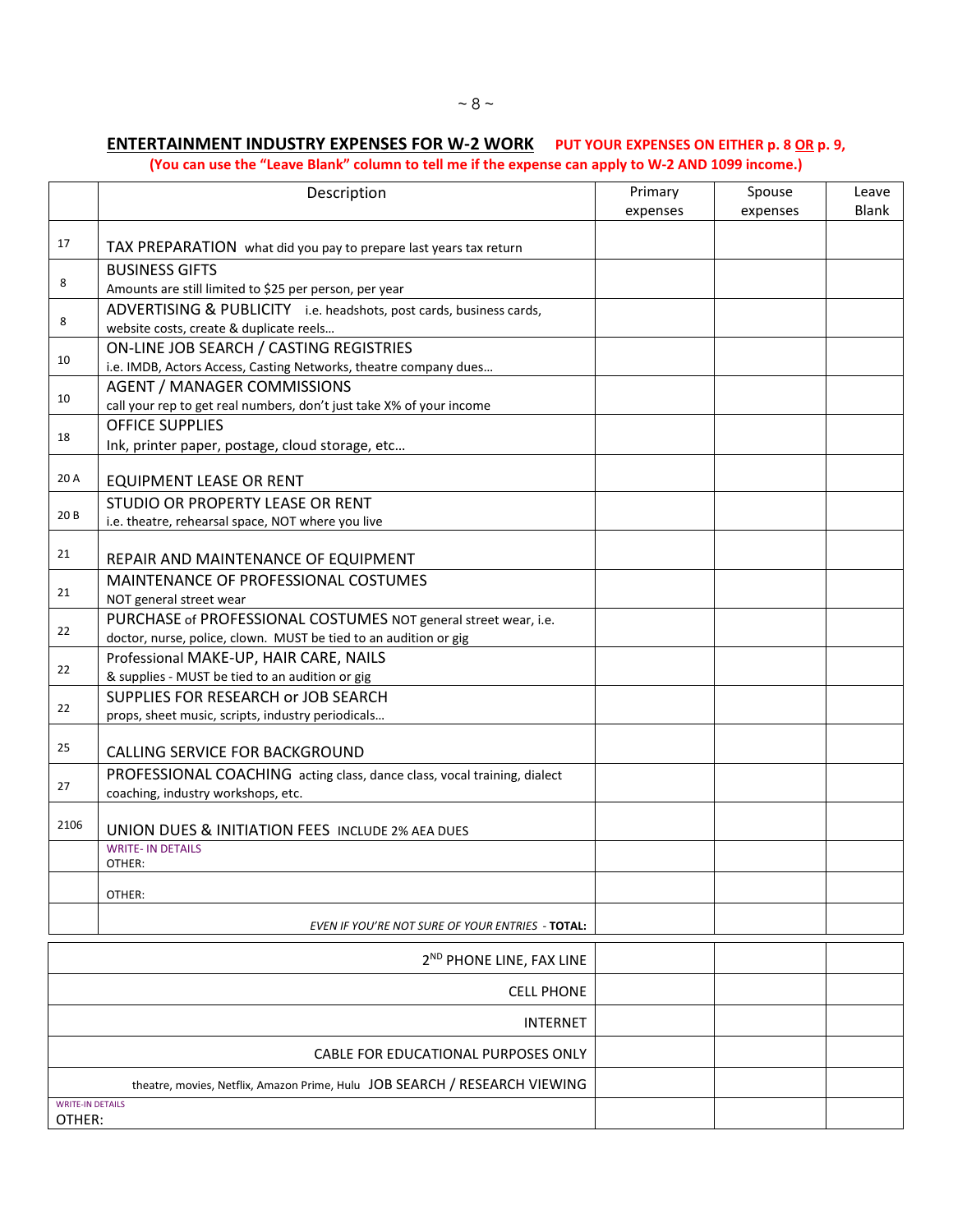## ENTERTAINMENT INDUSTRY EXPENSES FOR W-2 WORK

**PUT YOUR EXPENSES ON EITHER p. 8 OR p. 9,**

**(You can use the "Leave Blank" column to tell me if the expense can apply to W-2 AND 1099 income.)**

| | Description | Primary expenses | Spouse expenses | Leave Blank |
|---|---|---|---|---|
| 17 | TAX PREPARATION what did you pay to prepare last years tax return | | | |
| 8 | BUSINESS GIFTS<br>Amounts are still limited to $25 per person, per year | | | |
| 8 | ADVERTISING & PUBLICITY i.e. headshots, post cards, business cards, website costs, create & duplicate reels… | | | |
| 10 | ON-LINE JOB SEARCH / CASTING REGISTRIES<br>i.e. IMDB, Actors Access, Casting Networks, theatre company dues… | | | |
| 10 | AGENT / MANAGER COMMISSIONS<br>call your rep to get real numbers, don't just take X% of your income | | | |
| 18 | OFFICE SUPPLIES<br>Ink, printer paper, postage, cloud storage, etc… | | | |
| 20 A | EQUIPMENT LEASE OR RENT | | | |
| 20 B | STUDIO OR PROPERTY LEASE OR RENT<br>i.e. theatre, rehearsal space, NOT where you live | | | |
| 21 | REPAIR AND MAINTENANCE OF EQUIPMENT | | | |
| 21 | MAINTENANCE OF PROFESSIONAL COSTUMES<br>NOT general street wear | | | |
| 22 | PURCHASE of PROFESSIONAL COSTUMES NOT general street wear, i.e. doctor, nurse, police, clown. MUST be tied to an audition or gig | | | |
| 22 | Professional MAKE-UP, HAIR CARE, NAILS<br>& supplies - MUST be tied to an audition or gig | | | |
| 22 | SUPPLIES FOR RESEARCH or JOB SEARCH<br>props, sheet music, scripts, industry periodicals… | | | |
| 25 | CALLING SERVICE FOR BACKGROUND | | | |
| 27 | PROFESSIONAL COACHING acting class, dance class, vocal training, dialect coaching, industry workshops, etc. | | | |
| 2106 | UNION DUES & INITIATION FEES INCLUDE 2% AEA DUES | | | |
| | WRITE- IN DETAILS<br>OTHER: | | | |
| | OTHER: | | | |
| | *EVEN IF YOU'RE NOT SURE OF YOUR ENTRIES* - **TOTAL:** | | | |

| | | | |
|---|---|---|---|
| 2ND PHONE LINE, FAX LINE | | | |
| CELL PHONE | | | |
| INTERNET | | | |
| CABLE FOR EDUCATIONAL PURPOSES ONLY | | | |
| theatre, movies, Netflix, Amazon Prime, Hulu JOB SEARCH / RESEARCH VIEWING | | | |
| WRITE-IN DETAILS<br>OTHER: | | | |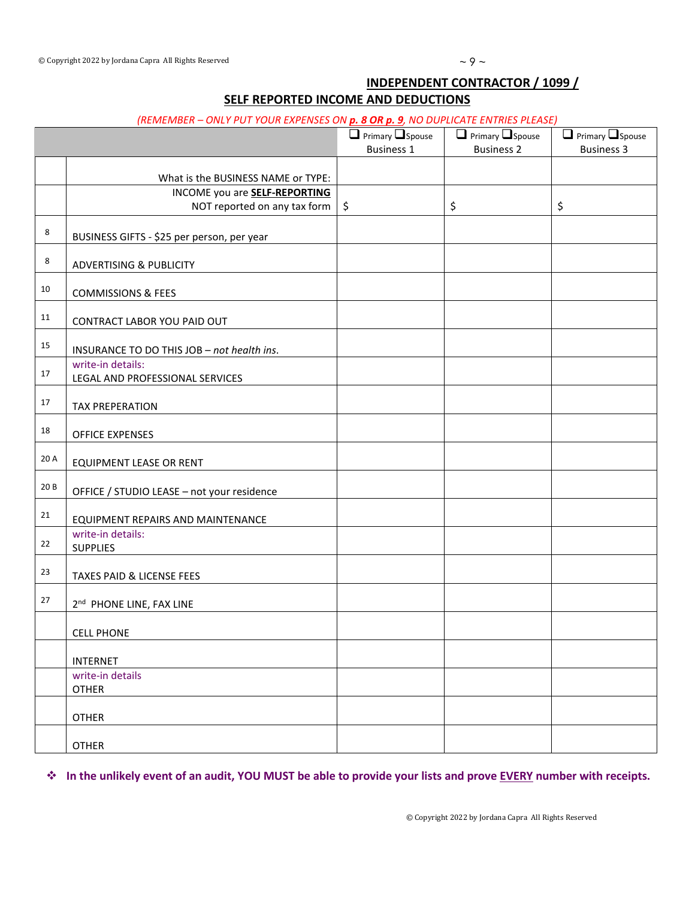## INDEPENDENT CONTRACTOR / 1099 / SELF REPORTED INCOME AND DEDUCTIONS

*(REMEMBER – ONLY PUT YOUR EXPENSES ON **p. 8 OR p. 9**, NO DUPLICATE ENTRIES PLEASE)*

| | | ❑ Primary ❑ Spouse Business 1 | ❑ Primary ❑ Spouse Business 2 | ❑ Primary ❑ Spouse Business 3 |
|---|---|---|---|---|
| | What is the BUSINESS NAME or TYPE: | | | |
| | INCOME you are **SELF-REPORTING** NOT reported on any tax form | $ | $ | $ |
| 8 | BUSINESS GIFTS - $25 per person, per year | | | |
| 8 | ADVERTISING & PUBLICITY | | | |
| 10 | COMMISSIONS & FEES | | | |
| 11 | CONTRACT LABOR YOU PAID OUT | | | |
| 15 | INSURANCE TO DO THIS JOB – *not health ins.* | | | |
| 17 | write-in details: LEGAL AND PROFESSIONAL SERVICES | | | |
| 17 | TAX PREPERATION | | | |
| 18 | OFFICE EXPENSES | | | |
| 20 A | EQUIPMENT LEASE OR RENT | | | |
| 20 B | OFFICE / STUDIO LEASE – not your residence | | | |
| 21 | EQUIPMENT REPAIRS AND MAINTENANCE | | | |
| 22 | write-in details: SUPPLIES | | | |
| 23 | TAXES PAID & LICENSE FEES | | | |
| 27 | 2nd PHONE LINE, FAX LINE | | | |
| | CELL PHONE | | | |
| | INTERNET | | | |
| | write-in details OTHER | | | |
| | OTHER | | | |
| | OTHER | | | |

❖ **In the unlikely event of an audit, YOU MUST be able to provide your lists and prove EVERY number with receipts.**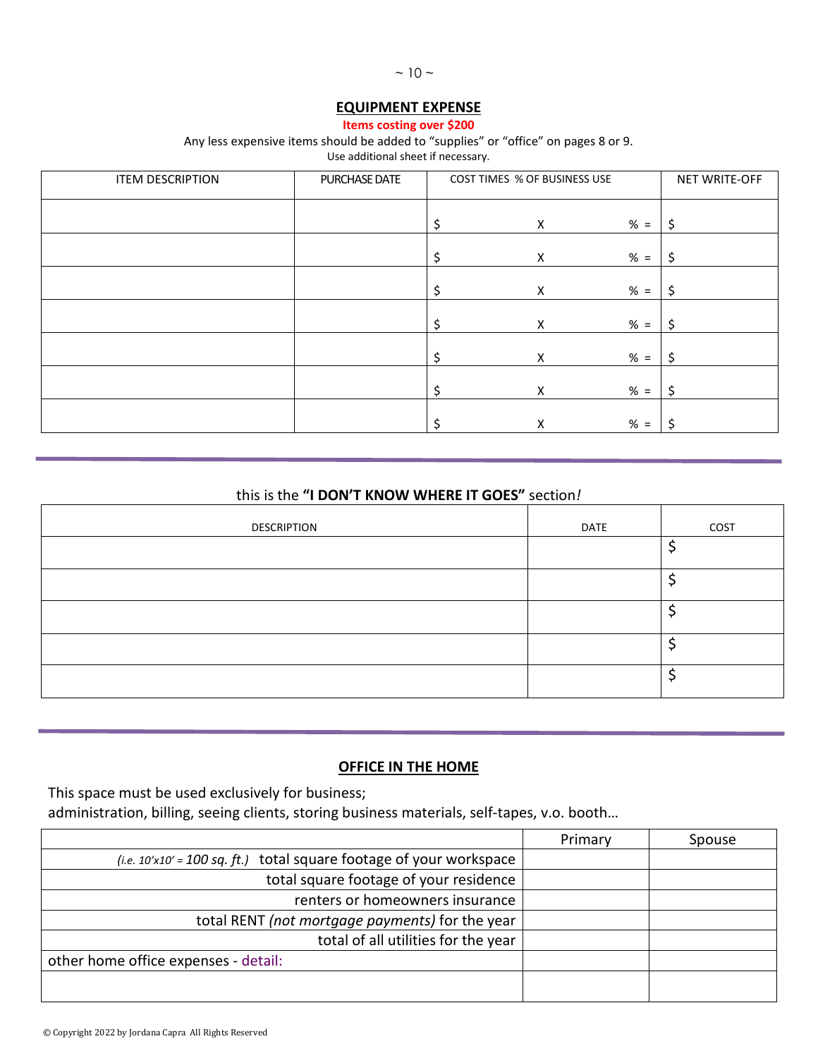## EQUIPMENT EXPENSE

**Items costing over $200**

Any less expensive items should be added to “supplies” or “office” on pages 8 or 9.
Use additional sheet if necessary.

| ITEM DESCRIPTION | PURCHASE DATE | COST TIMES % OF BUSINESS USE | NET WRITE-OFF |
|---|---|---|---|
| | | $ X % = | $ |
| | | $ X % = | $ |
| | | $ X % = | $ |
| | | $ X % = | $ |
| | | $ X % = | $ |
| | | $ X % = | $ |
| | | $ X % = | $ |

---

this is the **“I DON’T KNOW WHERE IT GOES”** section*!*

| DESCRIPTION | DATE | COST |
|---|---|---|
| | | $ |
| | | $ |
| | | $ |
| | | $ |
| | | $ |

---

## OFFICE IN THE HOME

This space must be used exclusively for business;
administration, billing, seeing clients, storing business materials, self-tapes, v.o. booth…

| | Primary | Spouse |
|---|---|---|
| *(i.e. 10’x10’ = 100 sq. ft.)* total square footage of your workspace | | |
| total square footage of your residence | | |
| renters or homeowners insurance | | |
| total RENT *(not mortgage payments)* for the year | | |
| total of all utilities for the year | | |
| other home office expenses - detail: | | |
| | | |

© Copyright 2022 by Jordana Capra All Rights Reserved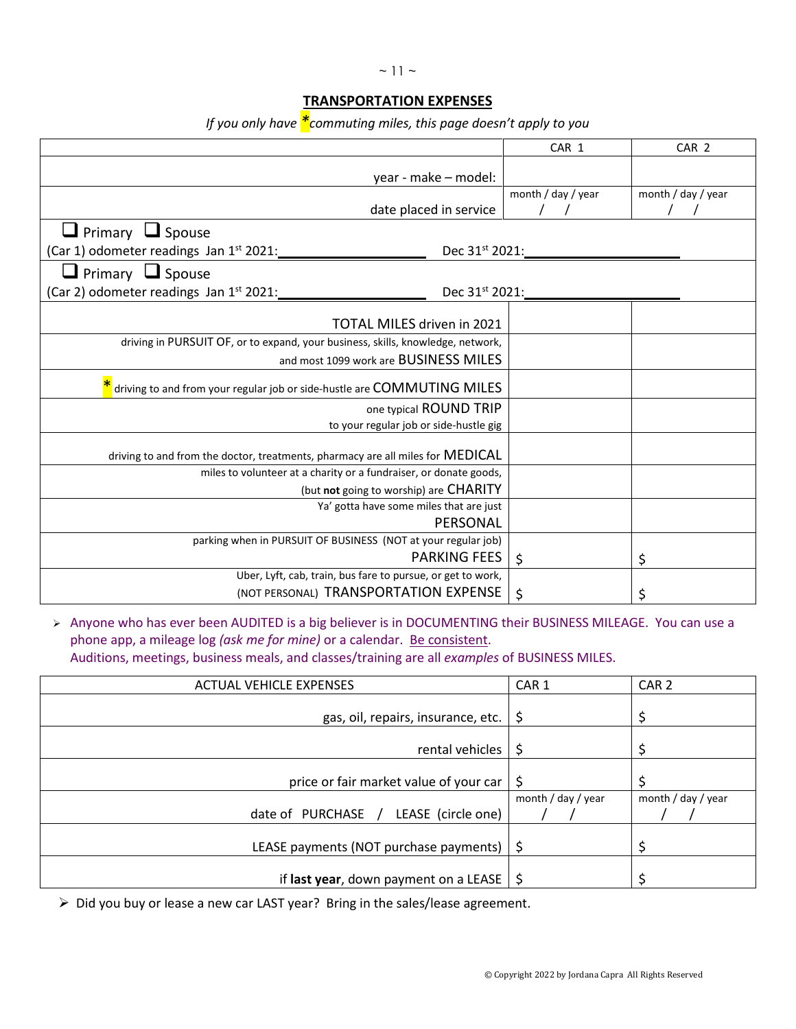## TRANSPORTATION EXPENSES

*If you only have \*commuting miles, this page doesn't apply to you*

| | CAR 1 | CAR 2 |
|---|---|---|
| year - make – model: | | |
| date placed in service | month / day / year<br>/ / | month / day / year<br>/ / |
| ❑ Primary ❑ Spouse<br>(Car 1) odometer readings Jan 1st 2021:\_\_\_\_\_\_\_\_\_\_ Dec 31st 2021:\_\_\_\_\_\_\_\_\_\_ | | |
| ❑ Primary ❑ Spouse<br>(Car 2) odometer readings Jan 1st 2021:\_\_\_\_\_\_\_\_\_\_ Dec 31st 2021:\_\_\_\_\_\_\_\_\_\_ | | |
| TOTAL MILES driven in 2021 | | |
| driving in PURSUIT OF, or to expand, your business, skills, knowledge, network, and most 1099 work are BUSINESS MILES | | |
| \* driving to and from your regular job or side-hustle are COMMUTING MILES | | |
| one typical ROUND TRIP to your regular job or side-hustle gig | | |
| driving to and from the doctor, treatments, pharmacy are all miles for MEDICAL | | |
| miles to volunteer at a charity or a fundraiser, or donate goods, (but **not** going to worship) are CHARITY | | |
| Ya' gotta have some miles that are just PERSONAL | | |
| parking when in PURSUIT OF BUSINESS (NOT at your regular job) PARKING FEES | $ | $ |
| Uber, Lyft, cab, train, bus fare to pursue, or get to work, (NOT PERSONAL) TRANSPORTATION EXPENSE | $ | $ |

- Anyone who has ever been AUDITED is a big believer is in DOCUMENTING their BUSINESS MILEAGE. You can use a phone app, a mileage log *(ask me for mine)* or a calendar. Be consistent.
  Auditions, meetings, business meals, and classes/training are all *examples* of BUSINESS MILES.

| ACTUAL VEHICLE EXPENSES | CAR 1 | CAR 2 |
|---|---|---|
| gas, oil, repairs, insurance, etc. | $ | $ |
| rental vehicles | $ | $ |
| price or fair market value of your car | $ | $ |
| date of PURCHASE / LEASE (circle one) | month / day / year<br>/ / | month / day / year<br>/ / |
| LEASE payments (NOT purchase payments) | $ | $ |
| if **last year**, down payment on a LEASE | $ | $ |

- Did you buy or lease a new car LAST year? Bring in the sales/lease agreement.

© Copyright 2022 by Jordana Capra All Rights Reserved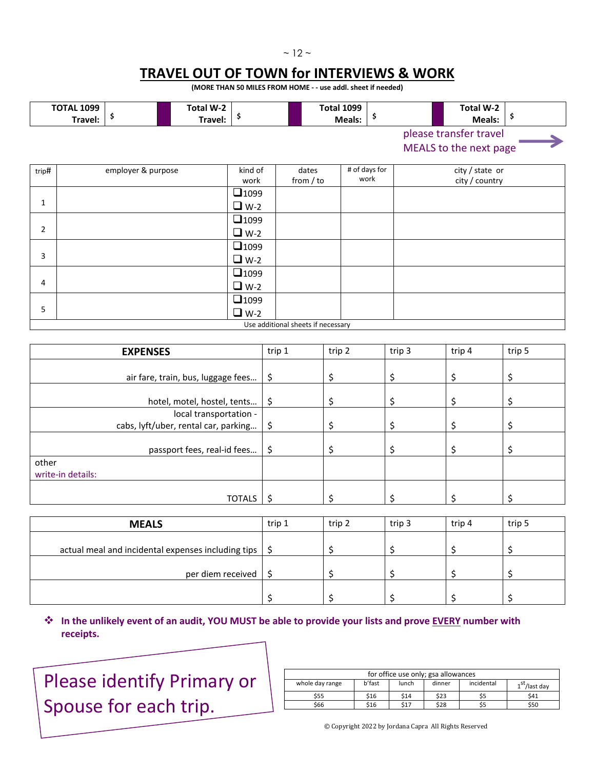# TRAVEL OUT OF TOWN for INTERVIEWS & WORK

**(MORE THAN 50 MILES FROM HOME - - use addl. sheet if needed)**

| **TOTAL 1099 Travel:** | **$** | **Total W-2 Travel:** | **$** | **Total 1099 Meals:** | **$** | **Total W-2 Meals:** | **$** |
|---|---|---|---|---|---|---|---|

please transfer travel MEALS to the next page →

| trip# | employer & purpose | kind of work | dates from / to | # of days for work | city / state or city / country |
|---|---|---|---|---|---|
| 1 | | ❑ 1099 ❑ W-2 | | | |
| 2 | | ❑ 1099 ❑ W-2 | | | |
| 3 | | ❑ 1099 ❑ W-2 | | | |
| 4 | | ❑ 1099 ❑ W-2 | | | |
| 5 | | ❑ 1099 ❑ W-2 | | | |

Use additional sheets if necessary

| **EXPENSES** | trip 1 | trip 2 | trip 3 | trip 4 | trip 5 |
|---|---|---|---|---|---|
| air fare, train, bus, luggage fees… | $ | $ | $ | $ | $ |
| hotel, motel, hostel, tents… | $ | $ | $ | $ | $ |
| local transportation - cabs, lyft/uber, rental car, parking… | $ | $ | $ | $ | $ |
| passport fees, real-id fees… | $ | $ | $ | $ | $ |
| other write-in details: | | | | | |
| TOTALS | $ | $ | $ | $ | $ |

| **MEALS** | trip 1 | trip 2 | trip 3 | trip 4 | trip 5 |
|---|---|---|---|---|---|
| actual meal and incidental expenses including tips | $ | $ | $ | $ | $ |
| per diem received | $ | $ | $ | $ | $ |
| | $ | $ | $ | $ | $ |

❖ **In the unlikely event of an audit, YOU MUST be able to provide your lists and prove EVERY number with receipts.**

Please identify Primary or Spouse for each trip.

| for office use only; gsa allowances | | | | | |
|---|---|---|---|---|---|
| whole day range | b'fast | lunch | dinner | incidental | 1st/last day |
| $55 | $16 | $14 | $23 | $5 | $41 |
| $66 | $16 | $17 | $28 | $5 | $50 |

© Copyright 2022 by Jordana Capra All Rights Reserved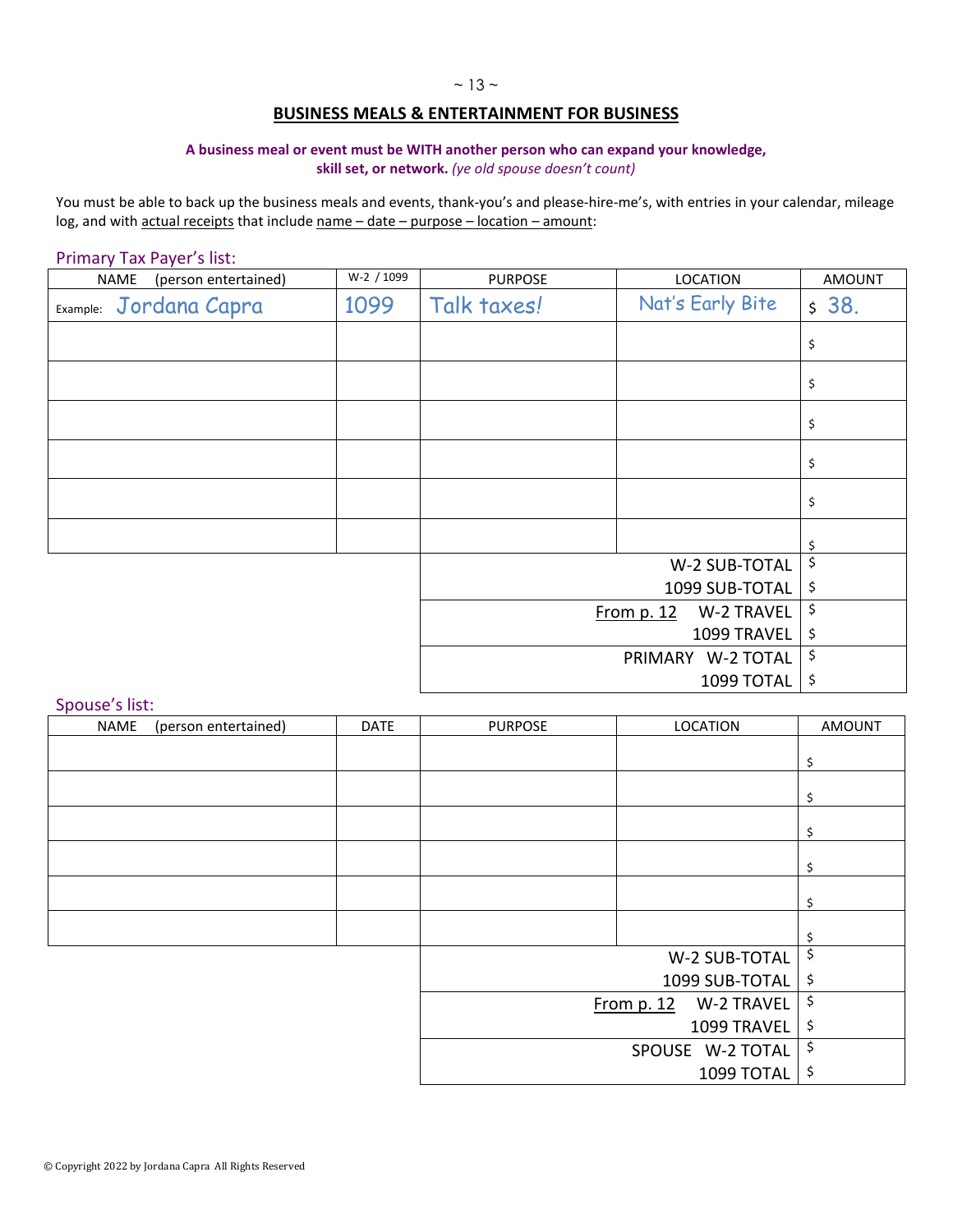## BUSINESS MEALS & ENTERTAINMENT FOR BUSINESS

**A business meal or event must be WITH another person who can expand your knowledge, skill set, or network.** *(ye old spouse doesn't count)*

You must be able to back up the business meals and events, thank-you's and please-hire-me's, with entries in your calendar, mileage log, and with actual receipts that include name – date – purpose – location – amount:

### Primary Tax Payer's list:

| NAME (person entertained) | W-2 / 1099 | PURPOSE | LOCATION | AMOUNT |
|---|---|---|---|---|
| Example: Jordana Capra | 1099 | Talk taxes! | Nat's Early Bite | $ 38. |
| | | | | $ |
| | | | | $ |
| | | | | $ |
| | | | | $ |
| | | | | $ |
| | | | | $ |
| | | | W-2 SUB-TOTAL | $ |
| | | | 1099 SUB-TOTAL | $ |
| | | | From p. 12 W-2 TRAVEL | $ |
| | | | 1099 TRAVEL | $ |
| | | | PRIMARY W-2 TOTAL | $ |
| | | | 1099 TOTAL | $ |

### Spouse's list:

| NAME (person entertained) | DATE | PURPOSE | LOCATION | AMOUNT |
|---|---|---|---|---|
| | | | | $ |
| | | | | $ |
| | | | | $ |
| | | | | $ |
| | | | | $ |
| | | | | $ |
| | | | W-2 SUB-TOTAL | $ |
| | | | 1099 SUB-TOTAL | $ |
| | | | From p. 12 W-2 TRAVEL | $ |
| | | | 1099 TRAVEL | $ |
| | | | SPOUSE W-2 TOTAL | $ |
| | | | 1099 TOTAL | $ |

© Copyright 2022 by Jordana Capra All Rights Reserved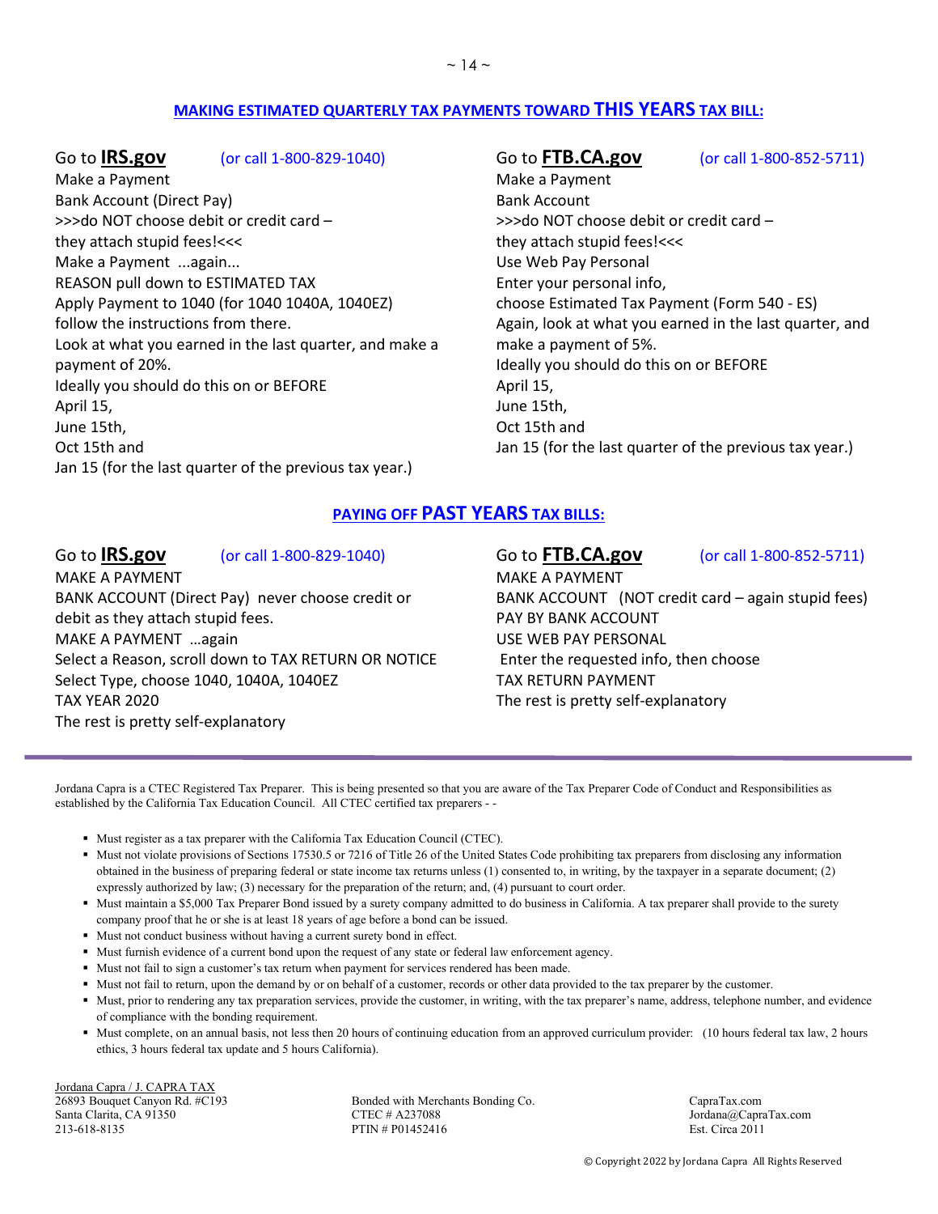## MAKING ESTIMATED QUARTERLY TAX PAYMENTS TOWARD **THIS YEARS** TAX BILL:

Go to **IRS.gov** (or call 1-800-829-1040)
Make a Payment
Bank Account (Direct Pay)
>>>do NOT choose debit or credit card –
they attach stupid fees!<<<
Make a Payment ...again...
REASON pull down to ESTIMATED TAX
Apply Payment to 1040 (for 1040 1040A, 1040EZ)
follow the instructions from there.
Look at what you earned in the last quarter, and make a payment of 20%.
Ideally you should do this on or BEFORE
April 15,
June 15th,
Oct 15th and
Jan 15 (for the last quarter of the previous tax year.)

Go to **FTB.CA.gov** (or call 1-800-852-5711)
Make a Payment
Bank Account
>>>do NOT choose debit or credit card –
they attach stupid fees!<<<
Use Web Pay Personal
Enter your personal info,
choose Estimated Tax Payment (Form 540 - ES)
Again, look at what you earned in the last quarter, and make a payment of 5%.
Ideally you should do this on or BEFORE
April 15,
June 15th,
Oct 15th and
Jan 15 (for the last quarter of the previous tax year.)

## PAYING OFF **PAST YEARS** TAX BILLS:

Go to **IRS.gov** (or call 1-800-829-1040)
MAKE A PAYMENT
BANK ACCOUNT (Direct Pay) never choose credit or debit as they attach stupid fees.
MAKE A PAYMENT …again
Select a Reason, scroll down to TAX RETURN OR NOTICE
Select Type, choose 1040, 1040A, 1040EZ
TAX YEAR 2020
The rest is pretty self-explanatory

Go to **FTB.CA.gov** (or call 1-800-852-5711)
MAKE A PAYMENT
BANK ACCOUNT (NOT credit card – again stupid fees)
PAY BY BANK ACCOUNT
USE WEB PAY PERSONAL
Enter the requested info, then choose
TAX RETURN PAYMENT
The rest is pretty self-explanatory

---

Jordana Capra is a CTEC Registered Tax Preparer. This is being presented so that you are aware of the Tax Preparer Code of Conduct and Responsibilities as established by the California Tax Education Council. All CTEC certified tax preparers - -

- Must register as a tax preparer with the California Tax Education Council (CTEC).
- Must not violate provisions of Sections 17530.5 or 7216 of Title 26 of the United States Code prohibiting tax preparers from disclosing any information obtained in the business of preparing federal or state income tax returns unless (1) consented to, in writing, by the taxpayer in a separate document; (2) expressly authorized by law; (3) necessary for the preparation of the return; and, (4) pursuant to court order.
- Must maintain a $5,000 Tax Preparer Bond issued by a surety company admitted to do business in California. A tax preparer shall provide to the surety company proof that he or she is at least 18 years of age before a bond can be issued.
- Must not conduct business without having a current surety bond in effect.
- Must furnish evidence of a current bond upon the request of any state or federal law enforcement agency.
- Must not fail to sign a customer's tax return when payment for services rendered has been made.
- Must not fail to return, upon the demand by or on behalf of a customer, records or other data provided to the tax preparer by the customer.
- Must, prior to rendering any tax preparation services, provide the customer, in writing, with the tax preparer's name, address, telephone number, and evidence of compliance with the bonding requirement.
- Must complete, on an annual basis, not less then 20 hours of continuing education from an approved curriculum provider: (10 hours federal tax law, 2 hours ethics, 3 hours federal tax update and 5 hours California).

Jordana Capra / J. CAPRA TAX
26893 Bouquet Canyon Rd. #C193
Santa Clarita, CA 91350
213-618-8135

Bonded with Merchants Bonding Co.
CTEC # A237088
PTIN # P01452416

CapraTax.com
Jordana@CapraTax.com
Est. Circa 2011

© Copyright 2022 by Jordana Capra All Rights Reserved